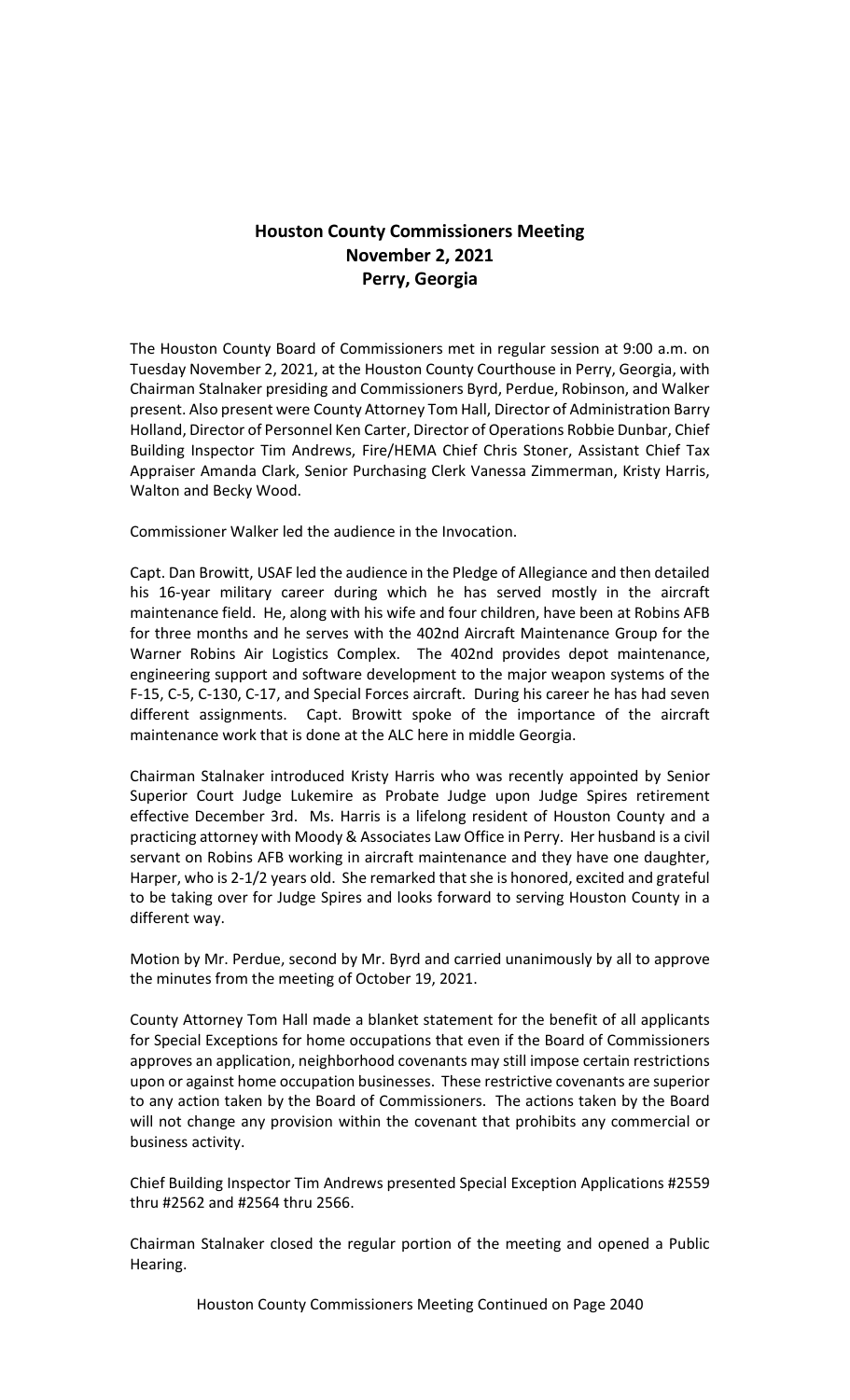# Houston County Commissioners Meeting
## November 2, 2021
## Perry, Georgia

The Houston County Board of Commissioners met in regular session at 9:00 a.m. on Tuesday November 2, 2021, at the Houston County Courthouse in Perry, Georgia, with Chairman Stalnaker presiding and Commissioners Byrd, Perdue, Robinson, and Walker present. Also present were County Attorney Tom Hall, Director of Administration Barry Holland, Director of Personnel Ken Carter, Director of Operations Robbie Dunbar, Chief Building Inspector Tim Andrews, Fire/HEMA Chief Chris Stoner, Assistant Chief Tax Appraiser Amanda Clark, Senior Purchasing Clerk Vanessa Zimmerman, Kristy Harris, Walton and Becky Wood.

Commissioner Walker led the audience in the Invocation.

Capt. Dan Browitt, USAF led the audience in the Pledge of Allegiance and then detailed his 16-year military career during which he has served mostly in the aircraft maintenance field. He, along with his wife and four children, have been at Robins AFB for three months and he serves with the 402nd Aircraft Maintenance Group for the Warner Robins Air Logistics Complex. The 402nd provides depot maintenance, engineering support and software development to the major weapon systems of the F-15, C-5, C-130, C-17, and Special Forces aircraft. During his career he has had seven different assignments. Capt. Browitt spoke of the importance of the aircraft maintenance work that is done at the ALC here in middle Georgia.

Chairman Stalnaker introduced Kristy Harris who was recently appointed by Senior Superior Court Judge Lukemire as Probate Judge upon Judge Spires retirement effective December 3rd. Ms. Harris is a lifelong resident of Houston County and a practicing attorney with Moody & Associates Law Office in Perry. Her husband is a civil servant on Robins AFB working in aircraft maintenance and they have one daughter, Harper, who is 2-1/2 years old. She remarked that she is honored, excited and grateful to be taking over for Judge Spires and looks forward to serving Houston County in a different way.

Motion by Mr. Perdue, second by Mr. Byrd and carried unanimously by all to approve the minutes from the meeting of October 19, 2021.

County Attorney Tom Hall made a blanket statement for the benefit of all applicants for Special Exceptions for home occupations that even if the Board of Commissioners approves an application, neighborhood covenants may still impose certain restrictions upon or against home occupation businesses. These restrictive covenants are superior to any action taken by the Board of Commissioners. The actions taken by the Board will not change any provision within the covenant that prohibits any commercial or business activity.

Chief Building Inspector Tim Andrews presented Special Exception Applications #2559 thru #2562 and #2564 thru 2566.

Chairman Stalnaker closed the regular portion of the meeting and opened a Public Hearing.

Houston County Commissioners Meeting Continued on Page 2040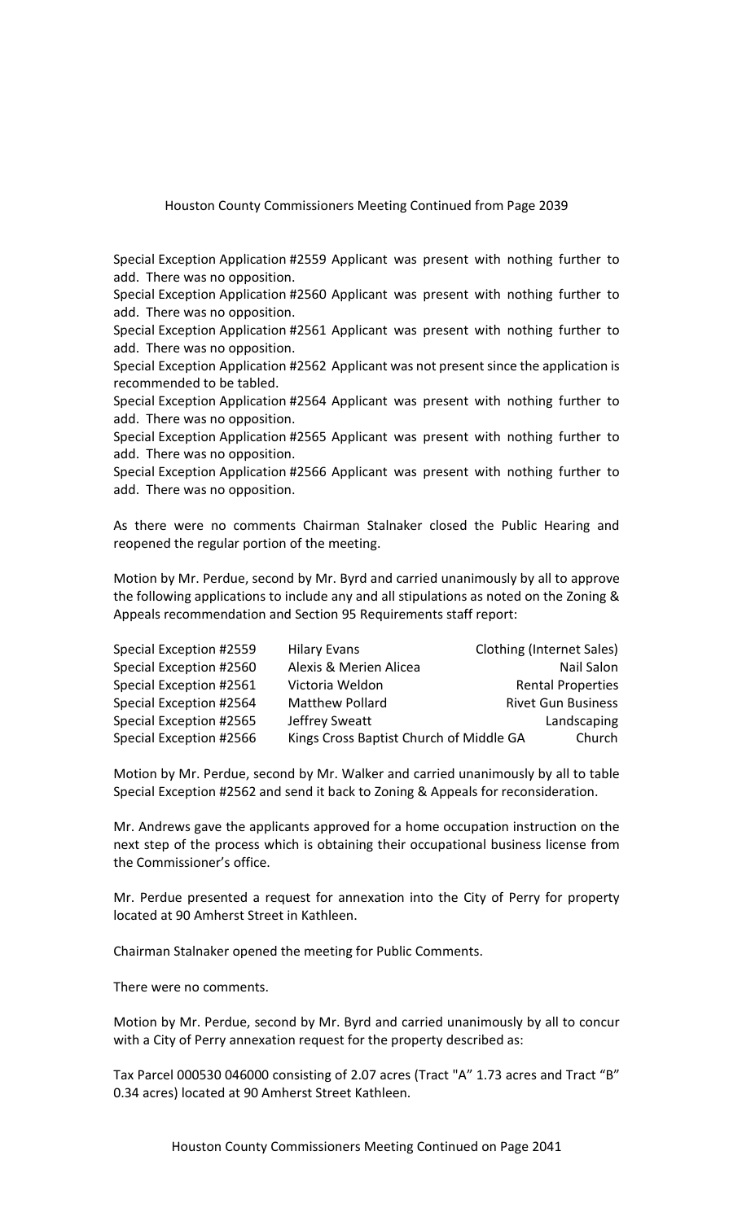Houston County Commissioners Meeting Continued from Page 2039

Special Exception Application #2559 Applicant was present with nothing further to add. There was no opposition.

Special Exception Application #2560 Applicant was present with nothing further to add. There was no opposition.

Special Exception Application #2561 Applicant was present with nothing further to add. There was no opposition.

Special Exception Application #2562 Applicant was not present since the application is recommended to be tabled.

Special Exception Application #2564 Applicant was present with nothing further to add. There was no opposition.

Special Exception Application #2565 Applicant was present with nothing further to add. There was no opposition.

Special Exception Application #2566 Applicant was present with nothing further to add. There was no opposition.

As there were no comments Chairman Stalnaker closed the Public Hearing and reopened the regular portion of the meeting.

Motion by Mr. Perdue, second by Mr. Byrd and carried unanimously by all to approve the following applications to include any and all stipulations as noted on the Zoning & Appeals recommendation and Section 95 Requirements staff report:

| | | |
|---|---|---|
| Special Exception #2559 | Hilary Evans | Clothing (Internet Sales) |
| Special Exception #2560 | Alexis & Merien Alicea | Nail Salon |
| Special Exception #2561 | Victoria Weldon | Rental Properties |
| Special Exception #2564 | Matthew Pollard | Rivet Gun Business |
| Special Exception #2565 | Jeffrey Sweatt | Landscaping |
| Special Exception #2566 | Kings Cross Baptist Church of Middle GA | Church |

Motion by Mr. Perdue, second by Mr. Walker and carried unanimously by all to table Special Exception #2562 and send it back to Zoning & Appeals for reconsideration.

Mr. Andrews gave the applicants approved for a home occupation instruction on the next step of the process which is obtaining their occupational business license from the Commissioner's office.

Mr. Perdue presented a request for annexation into the City of Perry for property located at 90 Amherst Street in Kathleen.

Chairman Stalnaker opened the meeting for Public Comments.

There were no comments.

Motion by Mr. Perdue, second by Mr. Byrd and carried unanimously by all to concur with a City of Perry annexation request for the property described as:

Tax Parcel 000530 046000 consisting of 2.07 acres (Tract "A" 1.73 acres and Tract "B" 0.34 acres) located at 90 Amherst Street Kathleen.

Houston County Commissioners Meeting Continued on Page 2041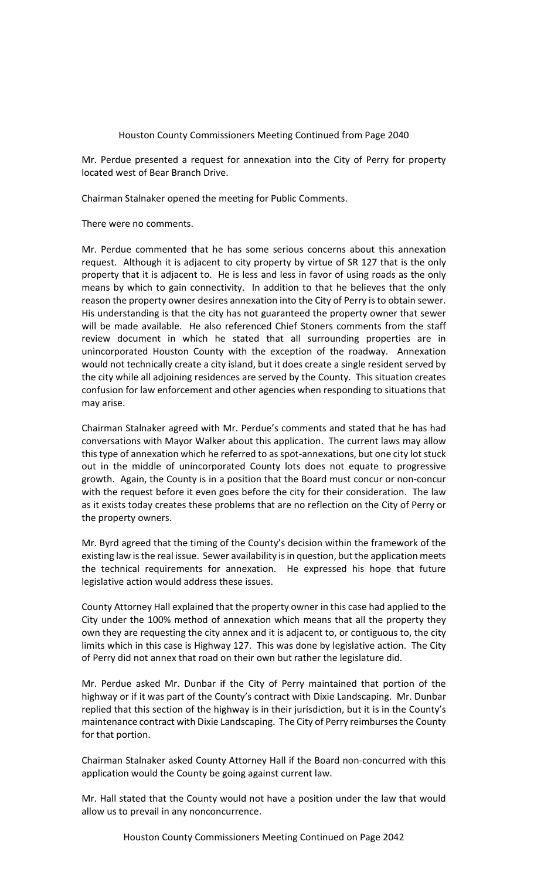Mr. Perdue presented a request for annexation into the City of Perry for property located west of Bear Branch Drive.

Chairman Stalnaker opened the meeting for Public Comments.

There were no comments.

Mr. Perdue commented that he has some serious concerns about this annexation request. Although it is adjacent to city property by virtue of SR 127 that is the only property that it is adjacent to. He is less and less in favor of using roads as the only means by which to gain connectivity. In addition to that he believes that the only reason the property owner desires annexation into the City of Perry is to obtain sewer. His understanding is that the city has not guaranteed the property owner that sewer will be made available. He also referenced Chief Stoners comments from the staff review document in which he stated that all surrounding properties are in unincorporated Houston County with the exception of the roadway. Annexation would not technically create a city island, but it does create a single resident served by the city while all adjoining residences are served by the County. This situation creates confusion for law enforcement and other agencies when responding to situations that may arise.

Chairman Stalnaker agreed with Mr. Perdue's comments and stated that he has had conversations with Mayor Walker about this application. The current laws may allow this type of annexation which he referred to as spot-annexations, but one city lot stuck out in the middle of unincorporated County lots does not equate to progressive growth. Again, the County is in a position that the Board must concur or non-concur with the request before it even goes before the city for their consideration. The law as it exists today creates these problems that are no reflection on the City of Perry or the property owners.

Mr. Byrd agreed that the timing of the County's decision within the framework of the existing law is the real issue. Sewer availability is in question, but the application meets the technical requirements for annexation. He expressed his hope that future legislative action would address these issues.

County Attorney Hall explained that the property owner in this case had applied to the City under the 100% method of annexation which means that all the property they own they are requesting the city annex and it is adjacent to, or contiguous to, the city limits which in this case is Highway 127. This was done by legislative action. The City of Perry did not annex that road on their own but rather the legislature did.

Mr. Perdue asked Mr. Dunbar if the City of Perry maintained that portion of the highway or if it was part of the County's contract with Dixie Landscaping. Mr. Dunbar replied that this section of the highway is in their jurisdiction, but it is in the County's maintenance contract with Dixie Landscaping. The City of Perry reimburses the County for that portion.

Chairman Stalnaker asked County Attorney Hall if the Board non-concurred with this application would the County be going against current law.

Mr. Hall stated that the County would not have a position under the law that would allow us to prevail in any nonconcurrence.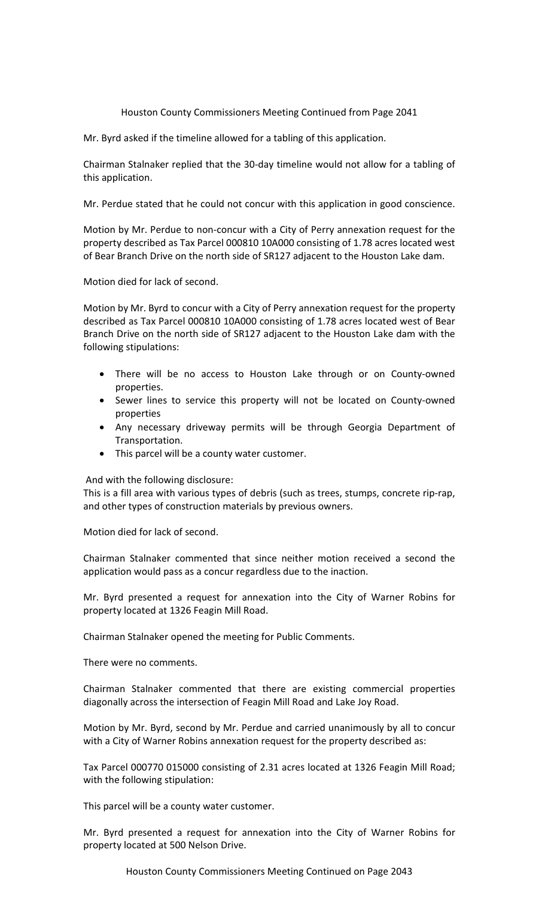Mr. Byrd asked if the timeline allowed for a tabling of this application.

Chairman Stalnaker replied that the 30-day timeline would not allow for a tabling of this application.

Mr. Perdue stated that he could not concur with this application in good conscience.

Motion by Mr. Perdue to non-concur with a City of Perry annexation request for the property described as Tax Parcel 000810 10A000 consisting of 1.78 acres located west of Bear Branch Drive on the north side of SR127 adjacent to the Houston Lake dam.

Motion died for lack of second.

Motion by Mr. Byrd to concur with a City of Perry annexation request for the property described as Tax Parcel 000810 10A000 consisting of 1.78 acres located west of Bear Branch Drive on the north side of SR127 adjacent to the Houston Lake dam with the following stipulations:

- There will be no access to Houston Lake through or on County-owned properties.
- Sewer lines to service this property will not be located on County-owned properties
- Any necessary driveway permits will be through Georgia Department of Transportation.
- This parcel will be a county water customer.

And with the following disclosure:
This is a fill area with various types of debris (such as trees, stumps, concrete rip-rap, and other types of construction materials by previous owners.

Motion died for lack of second.

Chairman Stalnaker commented that since neither motion received a second the application would pass as a concur regardless due to the inaction.

Mr. Byrd presented a request for annexation into the City of Warner Robins for property located at 1326 Feagin Mill Road.

Chairman Stalnaker opened the meeting for Public Comments.

There were no comments.

Chairman Stalnaker commented that there are existing commercial properties diagonally across the intersection of Feagin Mill Road and Lake Joy Road.

Motion by Mr. Byrd, second by Mr. Perdue and carried unanimously by all to concur with a City of Warner Robins annexation request for the property described as:

Tax Parcel 000770 015000 consisting of 2.31 acres located at 1326 Feagin Mill Road; with the following stipulation:

This parcel will be a county water customer.

Mr. Byrd presented a request for annexation into the City of Warner Robins for property located at 500 Nelson Drive.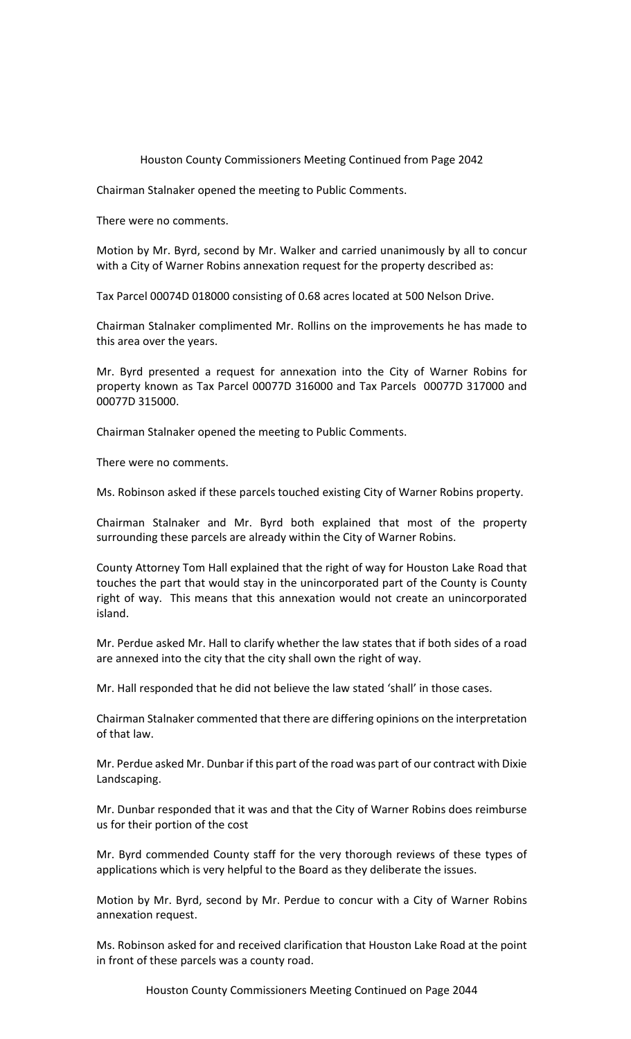Chairman Stalnaker opened the meeting to Public Comments.

There were no comments.

Motion by Mr. Byrd, second by Mr. Walker and carried unanimously by all to concur with a City of Warner Robins annexation request for the property described as:

Tax Parcel 00074D 018000 consisting of 0.68 acres located at 500 Nelson Drive.

Chairman Stalnaker complimented Mr. Rollins on the improvements he has made to this area over the years.

Mr. Byrd presented a request for annexation into the City of Warner Robins for property known as Tax Parcel 00077D 316000 and Tax Parcels 00077D 317000 and 00077D 315000.

Chairman Stalnaker opened the meeting to Public Comments.

There were no comments.

Ms. Robinson asked if these parcels touched existing City of Warner Robins property.

Chairman Stalnaker and Mr. Byrd both explained that most of the property surrounding these parcels are already within the City of Warner Robins.

County Attorney Tom Hall explained that the right of way for Houston Lake Road that touches the part that would stay in the unincorporated part of the County is County right of way. This means that this annexation would not create an unincorporated island.

Mr. Perdue asked Mr. Hall to clarify whether the law states that if both sides of a road are annexed into the city that the city shall own the right of way.

Mr. Hall responded that he did not believe the law stated 'shall' in those cases.

Chairman Stalnaker commented that there are differing opinions on the interpretation of that law.

Mr. Perdue asked Mr. Dunbar if this part of the road was part of our contract with Dixie Landscaping.

Mr. Dunbar responded that it was and that the City of Warner Robins does reimburse us for their portion of the cost

Mr. Byrd commended County staff for the very thorough reviews of these types of applications which is very helpful to the Board as they deliberate the issues.

Motion by Mr. Byrd, second by Mr. Perdue to concur with a City of Warner Robins annexation request.

Ms. Robinson asked for and received clarification that Houston Lake Road at the point in front of these parcels was a county road.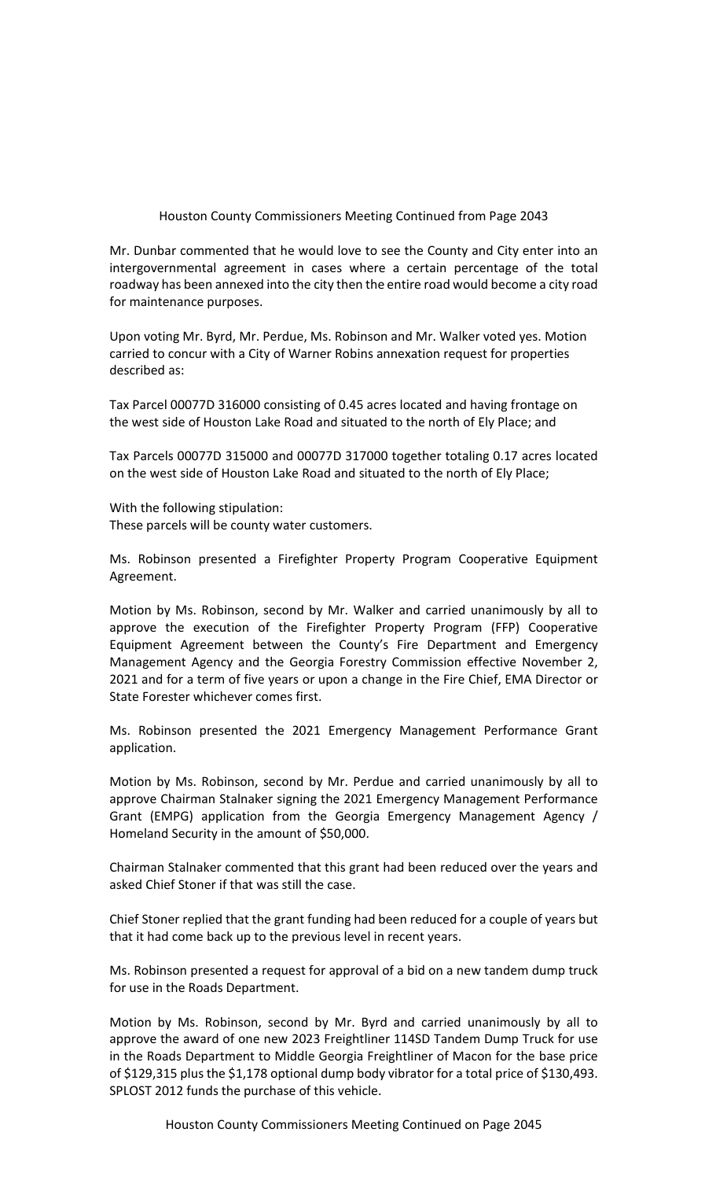Houston County Commissioners Meeting Continued from Page 2043

Mr. Dunbar commented that he would love to see the County and City enter into an intergovernmental agreement in cases where a certain percentage of the total roadway has been annexed into the city then the entire road would become a city road for maintenance purposes.

Upon voting Mr. Byrd, Mr. Perdue, Ms. Robinson and Mr. Walker voted yes. Motion carried to concur with a City of Warner Robins annexation request for properties described as:

Tax Parcel 00077D 316000 consisting of 0.45 acres located and having frontage on the west side of Houston Lake Road and situated to the north of Ely Place; and

Tax Parcels 00077D 315000 and 00077D 317000 together totaling 0.17 acres located on the west side of Houston Lake Road and situated to the north of Ely Place;

With the following stipulation:
These parcels will be county water customers.

Ms. Robinson presented a Firefighter Property Program Cooperative Equipment Agreement.

Motion by Ms. Robinson, second by Mr. Walker and carried unanimously by all to approve the execution of the Firefighter Property Program (FFP) Cooperative Equipment Agreement between the County's Fire Department and Emergency Management Agency and the Georgia Forestry Commission effective November 2, 2021 and for a term of five years or upon a change in the Fire Chief, EMA Director or State Forester whichever comes first.

Ms. Robinson presented the 2021 Emergency Management Performance Grant application.

Motion by Ms. Robinson, second by Mr. Perdue and carried unanimously by all to approve Chairman Stalnaker signing the 2021 Emergency Management Performance Grant (EMPG) application from the Georgia Emergency Management Agency / Homeland Security in the amount of $50,000.

Chairman Stalnaker commented that this grant had been reduced over the years and asked Chief Stoner if that was still the case.

Chief Stoner replied that the grant funding had been reduced for a couple of years but that it had come back up to the previous level in recent years.

Ms. Robinson presented a request for approval of a bid on a new tandem dump truck for use in the Roads Department.

Motion by Ms. Robinson, second by Mr. Byrd and carried unanimously by all to approve the award of one new 2023 Freightliner 114SD Tandem Dump Truck for use in the Roads Department to Middle Georgia Freightliner of Macon for the base price of $129,315 plus the $1,178 optional dump body vibrator for a total price of $130,493. SPLOST 2012 funds the purchase of this vehicle.

Houston County Commissioners Meeting Continued on Page 2045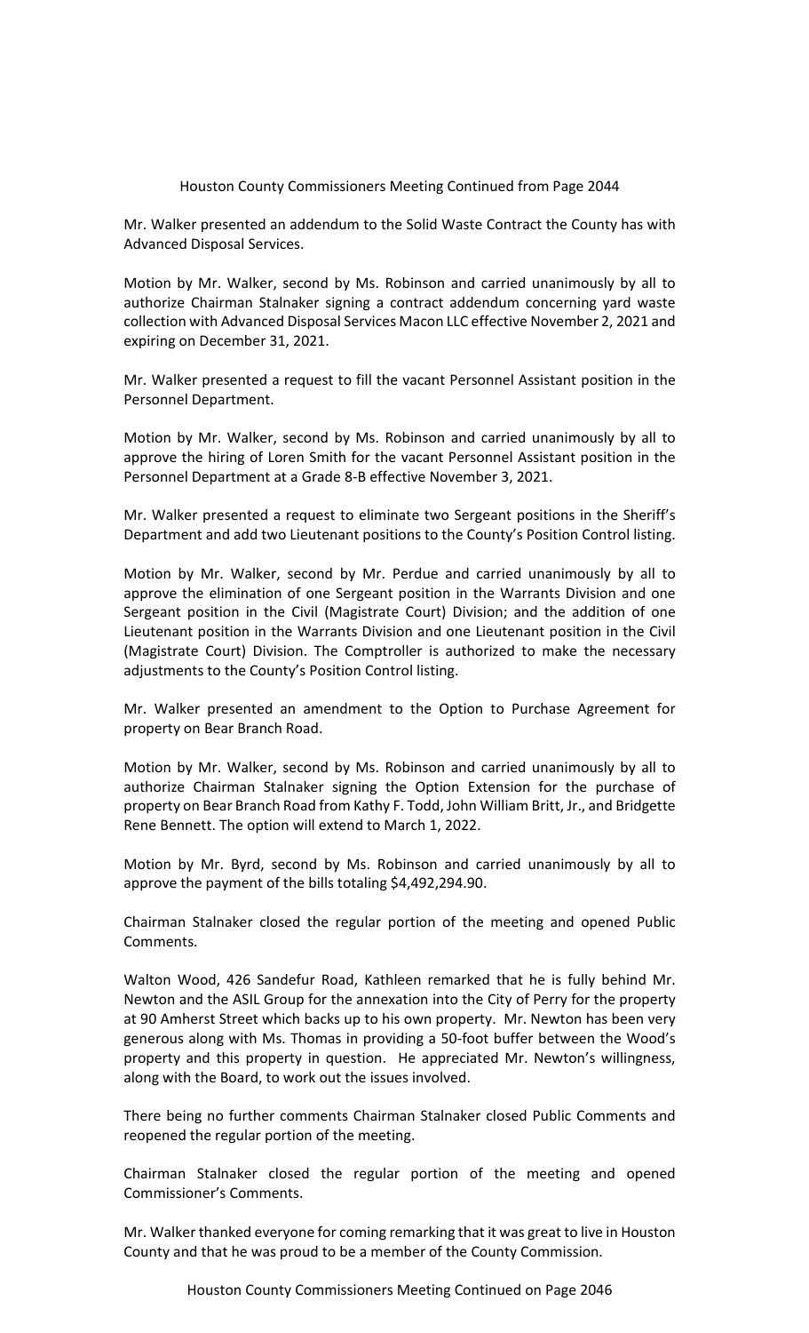Houston County Commissioners Meeting Continued from Page 2044

Mr. Walker presented an addendum to the Solid Waste Contract the County has with Advanced Disposal Services.

Motion by Mr. Walker, second by Ms. Robinson and carried unanimously by all to authorize Chairman Stalnaker signing a contract addendum concerning yard waste collection with Advanced Disposal Services Macon LLC effective November 2, 2021 and expiring on December 31, 2021.

Mr. Walker presented a request to fill the vacant Personnel Assistant position in the Personnel Department.

Motion by Mr. Walker, second by Ms. Robinson and carried unanimously by all to approve the hiring of Loren Smith for the vacant Personnel Assistant position in the Personnel Department at a Grade 8-B effective November 3, 2021.

Mr. Walker presented a request to eliminate two Sergeant positions in the Sheriff's Department and add two Lieutenant positions to the County's Position Control listing.

Motion by Mr. Walker, second by Mr. Perdue and carried unanimously by all to approve the elimination of one Sergeant position in the Warrants Division and one Sergeant position in the Civil (Magistrate Court) Division; and the addition of one Lieutenant position in the Warrants Division and one Lieutenant position in the Civil (Magistrate Court) Division. The Comptroller is authorized to make the necessary adjustments to the County's Position Control listing.

Mr. Walker presented an amendment to the Option to Purchase Agreement for property on Bear Branch Road.

Motion by Mr. Walker, second by Ms. Robinson and carried unanimously by all to authorize Chairman Stalnaker signing the Option Extension for the purchase of property on Bear Branch Road from Kathy F. Todd, John William Britt, Jr., and Bridgette Rene Bennett. The option will extend to March 1, 2022.

Motion by Mr. Byrd, second by Ms. Robinson and carried unanimously by all to approve the payment of the bills totaling $4,492,294.90.

Chairman Stalnaker closed the regular portion of the meeting and opened Public Comments.

Walton Wood, 426 Sandefur Road, Kathleen remarked that he is fully behind Mr. Newton and the ASIL Group for the annexation into the City of Perry for the property at 90 Amherst Street which backs up to his own property. Mr. Newton has been very generous along with Ms. Thomas in providing a 50-foot buffer between the Wood's property and this property in question. He appreciated Mr. Newton's willingness, along with the Board, to work out the issues involved.

There being no further comments Chairman Stalnaker closed Public Comments and reopened the regular portion of the meeting.

Chairman Stalnaker closed the regular portion of the meeting and opened Commissioner's Comments.

Mr. Walker thanked everyone for coming remarking that it was great to live in Houston County and that he was proud to be a member of the County Commission.

Houston County Commissioners Meeting Continued on Page 2046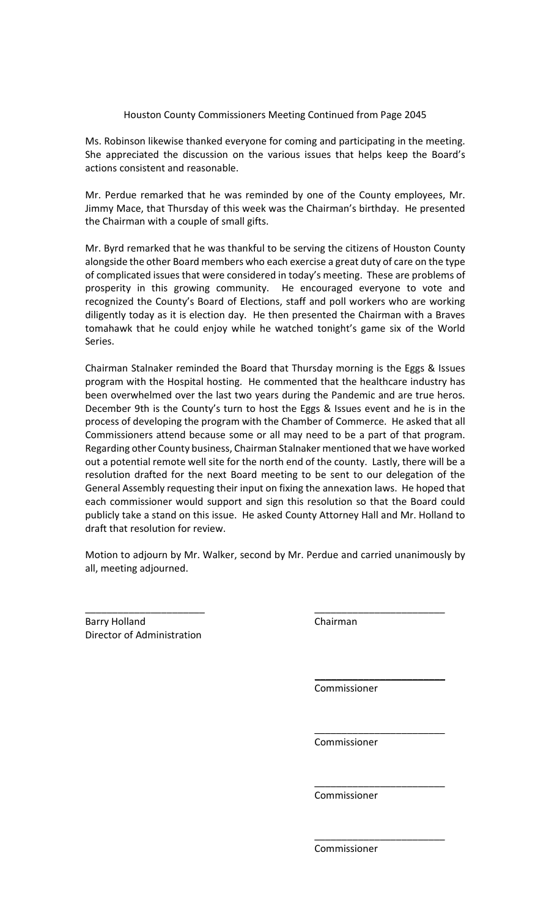Houston County Commissioners Meeting Continued from Page 2045

Ms. Robinson likewise thanked everyone for coming and participating in the meeting. She appreciated the discussion on the various issues that helps keep the Board's actions consistent and reasonable.

Mr. Perdue remarked that he was reminded by one of the County employees, Mr. Jimmy Mace, that Thursday of this week was the Chairman's birthday. He presented the Chairman with a couple of small gifts.

Mr. Byrd remarked that he was thankful to be serving the citizens of Houston County alongside the other Board members who each exercise a great duty of care on the type of complicated issues that were considered in today's meeting. These are problems of prosperity in this growing community. He encouraged everyone to vote and recognized the County's Board of Elections, staff and poll workers who are working diligently today as it is election day. He then presented the Chairman with a Braves tomahawk that he could enjoy while he watched tonight's game six of the World Series.

Chairman Stalnaker reminded the Board that Thursday morning is the Eggs & Issues program with the Hospital hosting. He commented that the healthcare industry has been overwhelmed over the last two years during the Pandemic and are true heros. December 9th is the County's turn to host the Eggs & Issues event and he is in the process of developing the program with the Chamber of Commerce. He asked that all Commissioners attend because some or all may need to be a part of that program. Regarding other County business, Chairman Stalnaker mentioned that we have worked out a potential remote well site for the north end of the county. Lastly, there will be a resolution drafted for the next Board meeting to be sent to our delegation of the General Assembly requesting their input on fixing the annexation laws. He hoped that each commissioner would support and sign this resolution so that the Board could publicly take a stand on this issue. He asked County Attorney Hall and Mr. Holland to draft that resolution for review.

Motion to adjourn by Mr. Walker, second by Mr. Perdue and carried unanimously by all, meeting adjourned.

______________________
Barry Holland
Director of Administration

______________________
Chairman

______________________
Commissioner

______________________
Commissioner

______________________
Commissioner

______________________
Commissioner